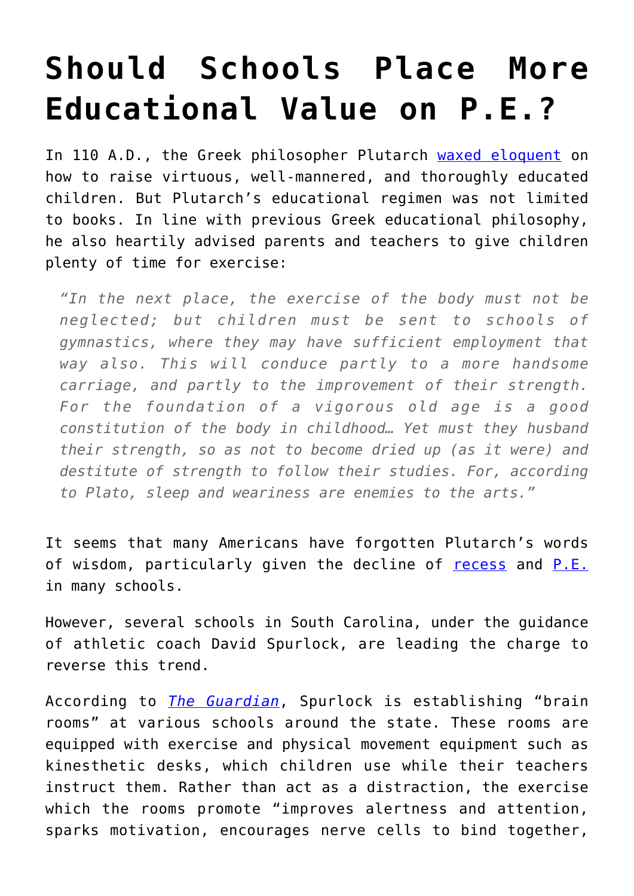# Should Schools Place More Educational Value on P.E.?

In 110 A.D., the Greek philosopher Plutarch waxed eloquent on how to raise virtuous, well-mannered, and thoroughly educated children. But Plutarch's educational regimen was not limited to books. In line with previous Greek educational philosophy, he also heartily advised parents and teachers to give children plenty of time for exercise:

> *"In the next place, the exercise of the body must not be neglected; but children must be sent to schools of gymnastics, where they may have sufficient employment that way also. This will conduce partly to a more handsome carriage, and partly to the improvement of their strength. For the foundation of a vigorous old age is a good constitution of the body in childhood… Yet must they husband their strength, so as not to become dried up (as it were) and destitute of strength to follow their studies. For, according to Plato, sleep and weariness are enemies to the arts."*

It seems that many Americans have forgotten Plutarch's words of wisdom, particularly given the decline of recess and P.E. in many schools.

However, several schools in South Carolina, under the guidance of athletic coach David Spurlock, are leading the charge to reverse this trend.

According to *The Guardian*, Spurlock is establishing "brain rooms" at various schools around the state. These rooms are equipped with exercise and physical movement equipment such as kinesthetic desks, which children use while their teachers instruct them. Rather than act as a distraction, the exercise which the rooms promote "improves alertness and attention, sparks motivation, encourages nerve cells to bind together,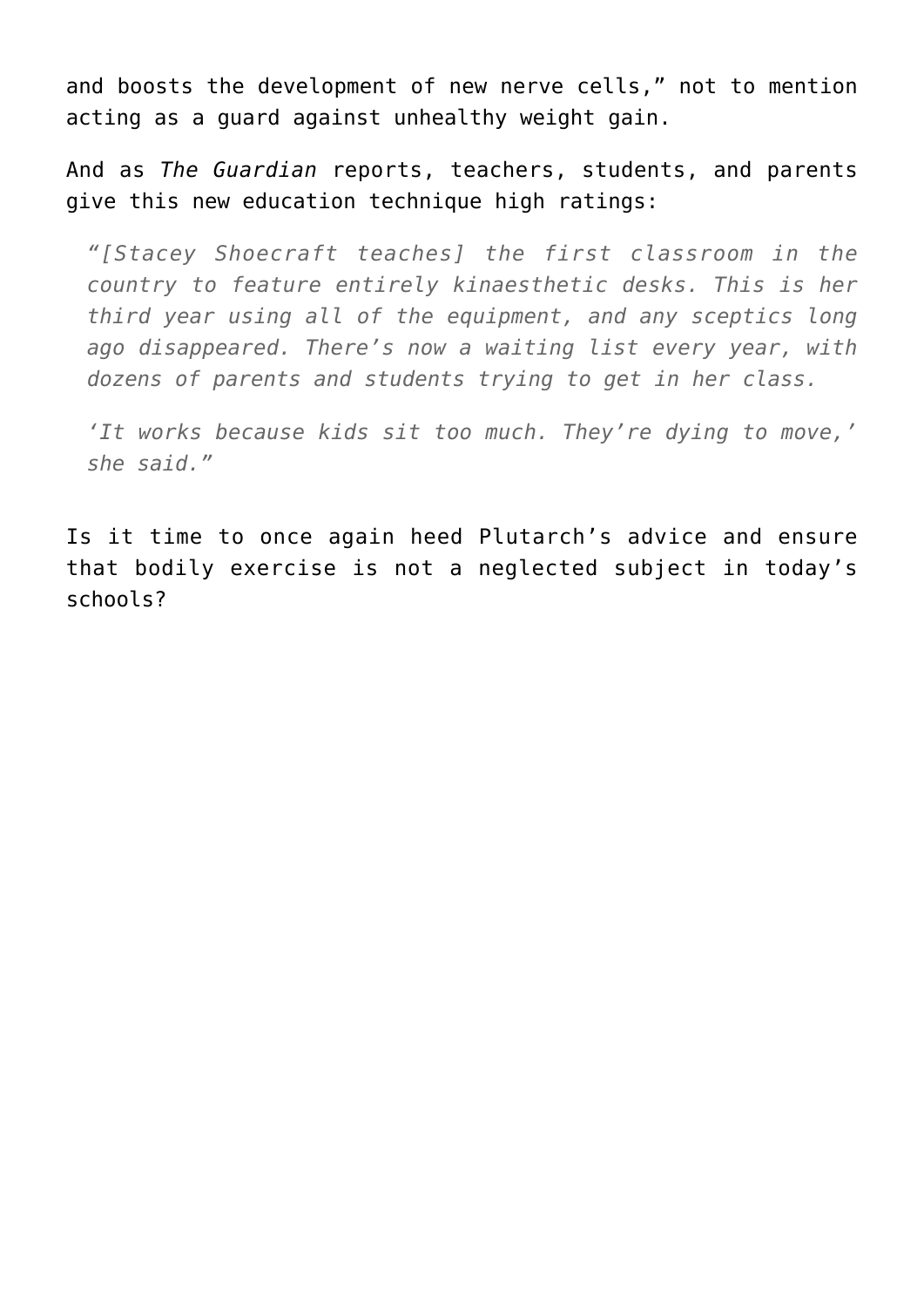and boosts the development of new nerve cells," not to mention acting as a guard against unhealthy weight gain.

And as *The Guardian* reports, teachers, students, and parents give this new education technique high ratings:

> *"[Stacey Shoecraft teaches] the first classroom in the country to feature entirely kinaesthetic desks. This is her third year using all of the equipment, and any sceptics long ago disappeared. There's now a waiting list every year, with dozens of parents and students trying to get in her class.*
>
> *'It works because kids sit too much. They're dying to move,' she said."*

Is it time to once again heed Plutarch's advice and ensure that bodily exercise is not a neglected subject in today's schools?